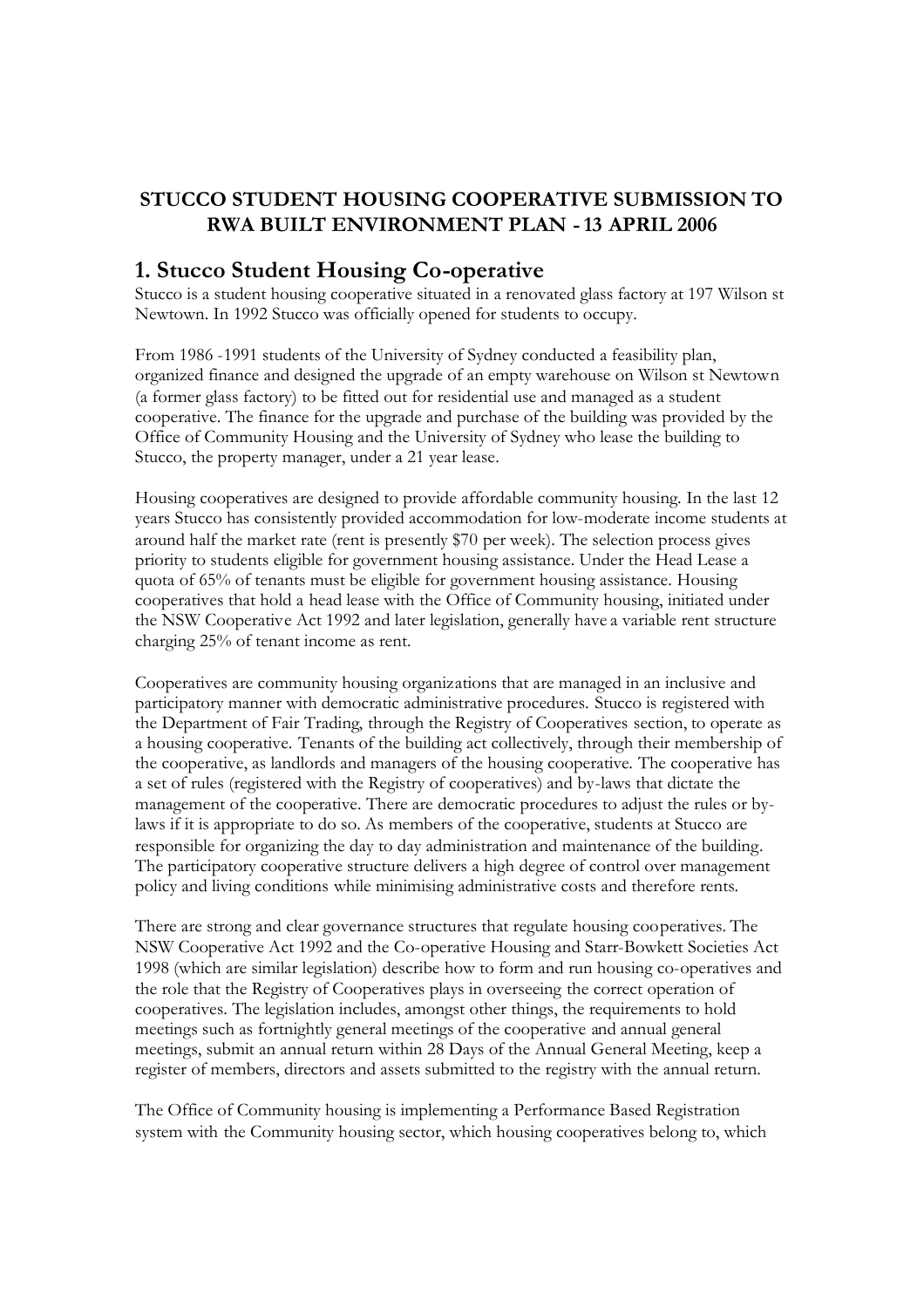**STUCCO STUDENT HOUSING COOPERATIVE SUBMISSION TO RWA BUILT ENVIRONMENT PLAN - 13 APRIL 2006**

## 1. Stucco Student Housing Co-operative

Stucco is a student housing cooperative situated in a renovated glass factory at 197 Wilson st Newtown. In 1992 Stucco was officially opened for students to occupy.

From 1986 -1991 students of the University of Sydney conducted a feasibility plan, organized finance and designed the upgrade of an empty warehouse on Wilson st Newtown (a former glass factory) to be fitted out for residential use and managed as a student cooperative. The finance for the upgrade and purchase of the building was provided by the Office of Community Housing and the University of Sydney who lease the building to Stucco, the property manager, under a 21 year lease.

Housing cooperatives are designed to provide affordable community housing. In the last 12 years Stucco has consistently provided accommodation for low-moderate income students at around half the market rate (rent is presently $70 per week). The selection process gives priority to students eligible for government housing assistance. Under the Head Lease a quota of 65% of tenants must be eligible for government housing assistance. Housing cooperatives that hold a head lease with the Office of Community housing, initiated under the NSW Cooperative Act 1992 and later legislation, generally have a variable rent structure charging 25% of tenant income as rent.

Cooperatives are community housing organizations that are managed in an inclusive and participatory manner with democratic administrative procedures. Stucco is registered with the Department of Fair Trading, through the Registry of Cooperatives section, to operate as a housing cooperative. Tenants of the building act collectively, through their membership of the cooperative, as landlords and managers of the housing cooperative. The cooperative has a set of rules (registered with the Registry of cooperatives) and by-laws that dictate the management of the cooperative. There are democratic procedures to adjust the rules or by-laws if it is appropriate to do so. As members of the cooperative, students at Stucco are responsible for organizing the day to day administration and maintenance of the building. The participatory cooperative structure delivers a high degree of control over management policy and living conditions while minimising administrative costs and therefore rents.

There are strong and clear governance structures that regulate housing cooperatives. The NSW Cooperative Act 1992 and the Co-operative Housing and Starr-Bowkett Societies Act 1998 (which are similar legislation) describe how to form and run housing co-operatives and the role that the Registry of Cooperatives plays in overseeing the correct operation of cooperatives. The legislation includes, amongst other things, the requirements to hold meetings such as fortnightly general meetings of the cooperative and annual general meetings, submit an annual return within 28 Days of the Annual General Meeting, keep a register of members, directors and assets submitted to the registry with the annual return.

The Office of Community housing is implementing a Performance Based Registration system with the Community housing sector, which housing cooperatives belong to, which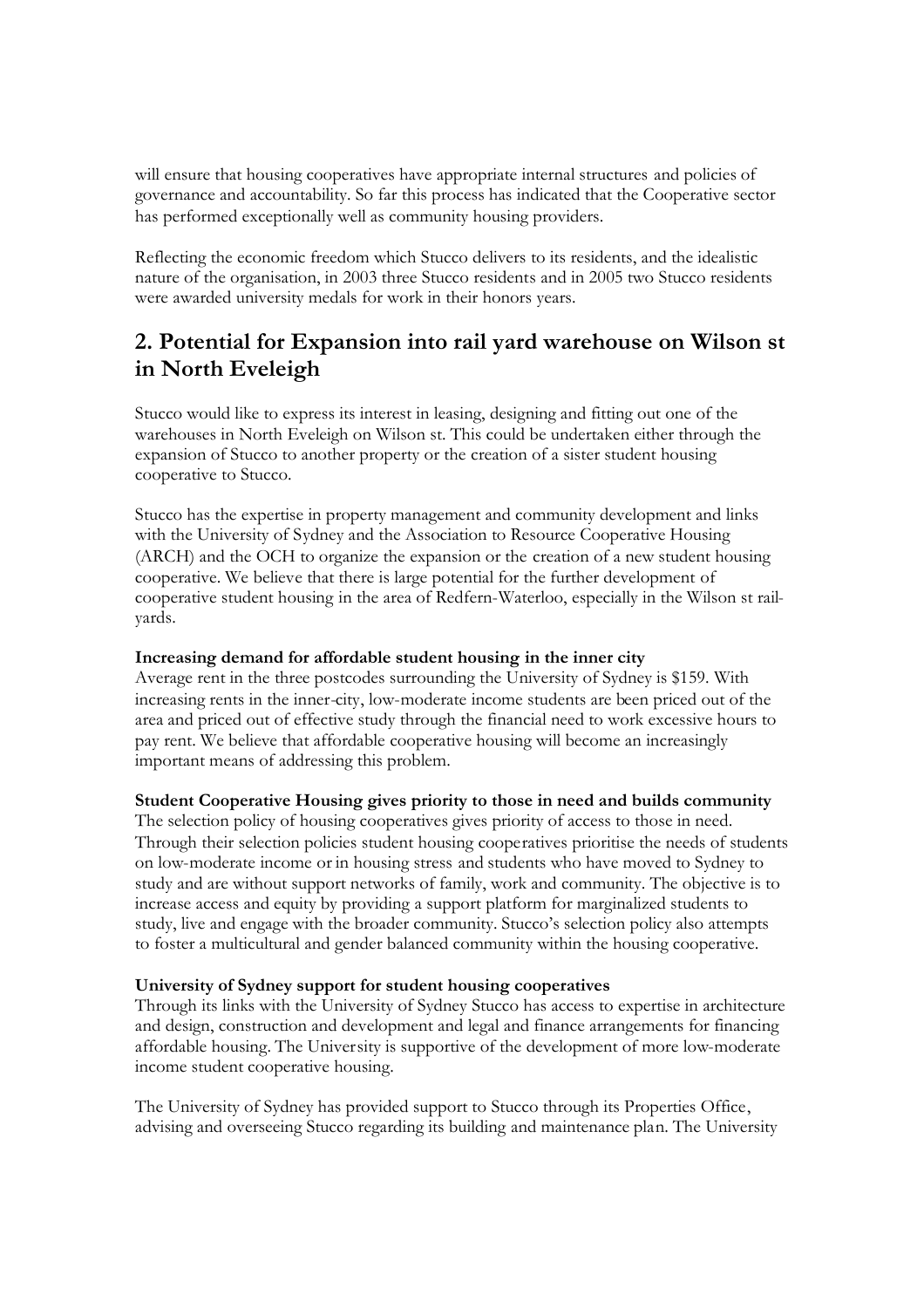will ensure that housing cooperatives have appropriate internal structures and policies of governance and accountability. So far this process has indicated that the Cooperative sector has performed exceptionally well as community housing providers.

Reflecting the economic freedom which Stucco delivers to its residents, and the idealistic nature of the organisation, in 2003 three Stucco residents and in 2005 two Stucco residents were awarded university medals for work in their honors years.

## 2. Potential for Expansion into rail yard warehouse on Wilson st in North Eveleigh

Stucco would like to express its interest in leasing, designing and fitting out one of the warehouses in North Eveleigh on Wilson st. This could be undertaken either through the expansion of Stucco to another property or the creation of a sister student housing cooperative to Stucco.

Stucco has the expertise in property management and community development and links with the University of Sydney and the Association to Resource Cooperative Housing (ARCH) and the OCH to organize the expansion or the creation of a new student housing cooperative. We believe that there is large potential for the further development of cooperative student housing in the area of Redfern-Waterloo, especially in the Wilson st rail-yards.

**Increasing demand for affordable student housing in the inner city**
Average rent in the three postcodes surrounding the University of Sydney is $159. With increasing rents in the inner-city, low-moderate income students are been priced out of the area and priced out of effective study through the financial need to work excessive hours to pay rent. We believe that affordable cooperative housing will become an increasingly important means of addressing this problem.

**Student Cooperative Housing gives priority to those in need and builds community**
The selection policy of housing cooperatives gives priority of access to those in need. Through their selection policies student housing cooperatives prioritise the needs of students on low-moderate income or in housing stress and students who have moved to Sydney to study and are without support networks of family, work and community. The objective is to increase access and equity by providing a support platform for marginalized students to study, live and engage with the broader community. Stucco's selection policy also attempts to foster a multicultural and gender balanced community within the housing cooperative.

**University of Sydney support for student housing cooperatives**
Through its links with the University of Sydney Stucco has access to expertise in architecture and design, construction and development and legal and finance arrangements for financing affordable housing. The University is supportive of the development of more low-moderate income student cooperative housing.

The University of Sydney has provided support to Stucco through its Properties Office, advising and overseeing Stucco regarding its building and maintenance plan. The University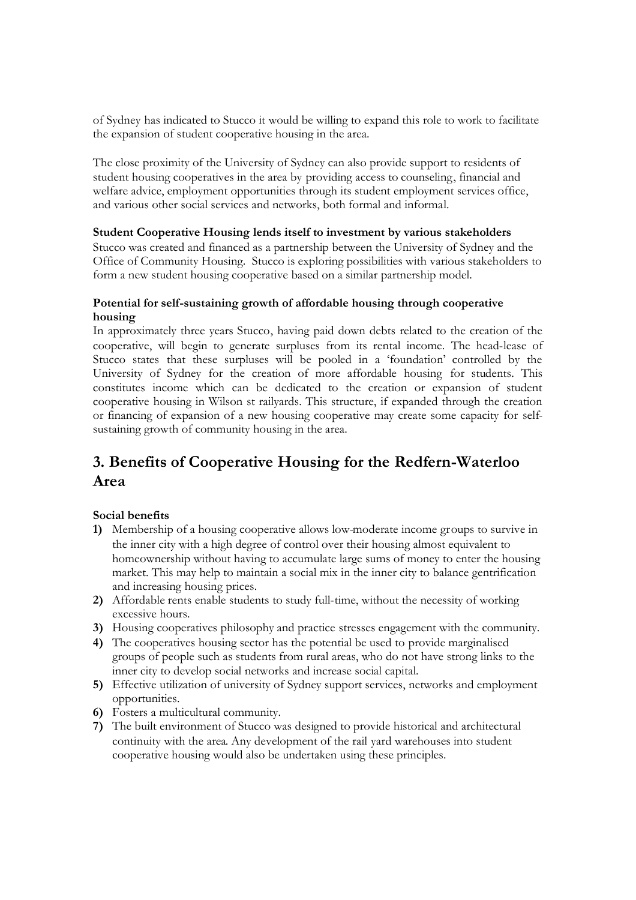of Sydney has indicated to Stucco it would be willing to expand this role to work to facilitate the expansion of student cooperative housing in the area.

The close proximity of the University of Sydney can also provide support to residents of student housing cooperatives in the area by providing access to counseling, financial and welfare advice, employment opportunities through its student employment services office, and various other social services and networks, both formal and informal.

**Student Cooperative Housing lends itself to investment by various stakeholders**

Stucco was created and financed as a partnership between the University of Sydney and the Office of Community Housing. Stucco is exploring possibilities with various stakeholders to form a new student housing cooperative based on a similar partnership model.

**Potential for self-sustaining growth of affordable housing through cooperative housing**

In approximately three years Stucco, having paid down debts related to the creation of the cooperative, will begin to generate surpluses from its rental income. The head-lease of Stucco states that these surpluses will be pooled in a 'foundation' controlled by the University of Sydney for the creation of more affordable housing for students. This constitutes income which can be dedicated to the creation or expansion of student cooperative housing in Wilson st railyards. This structure, if expanded through the creation or financing of expansion of a new housing cooperative may create some capacity for self-sustaining growth of community housing in the area.

## 3. Benefits of Cooperative Housing for the Redfern-Waterloo Area

**Social benefits**

1) Membership of a housing cooperative allows low-moderate income groups to survive in the inner city with a high degree of control over their housing almost equivalent to homeownership without having to accumulate large sums of money to enter the housing market. This may help to maintain a social mix in the inner city to balance gentrification and increasing housing prices.
2) Affordable rents enable students to study full-time, without the necessity of working excessive hours.
3) Housing cooperatives philosophy and practice stresses engagement with the community.
4) The cooperatives housing sector has the potential be used to provide marginalised groups of people such as students from rural areas, who do not have strong links to the inner city to develop social networks and increase social capital.
5) Effective utilization of university of Sydney support services, networks and employment opportunities.
6) Fosters a multicultural community.
7) The built environment of Stucco was designed to provide historical and architectural continuity with the area. Any development of the rail yard warehouses into student cooperative housing would also be undertaken using these principles.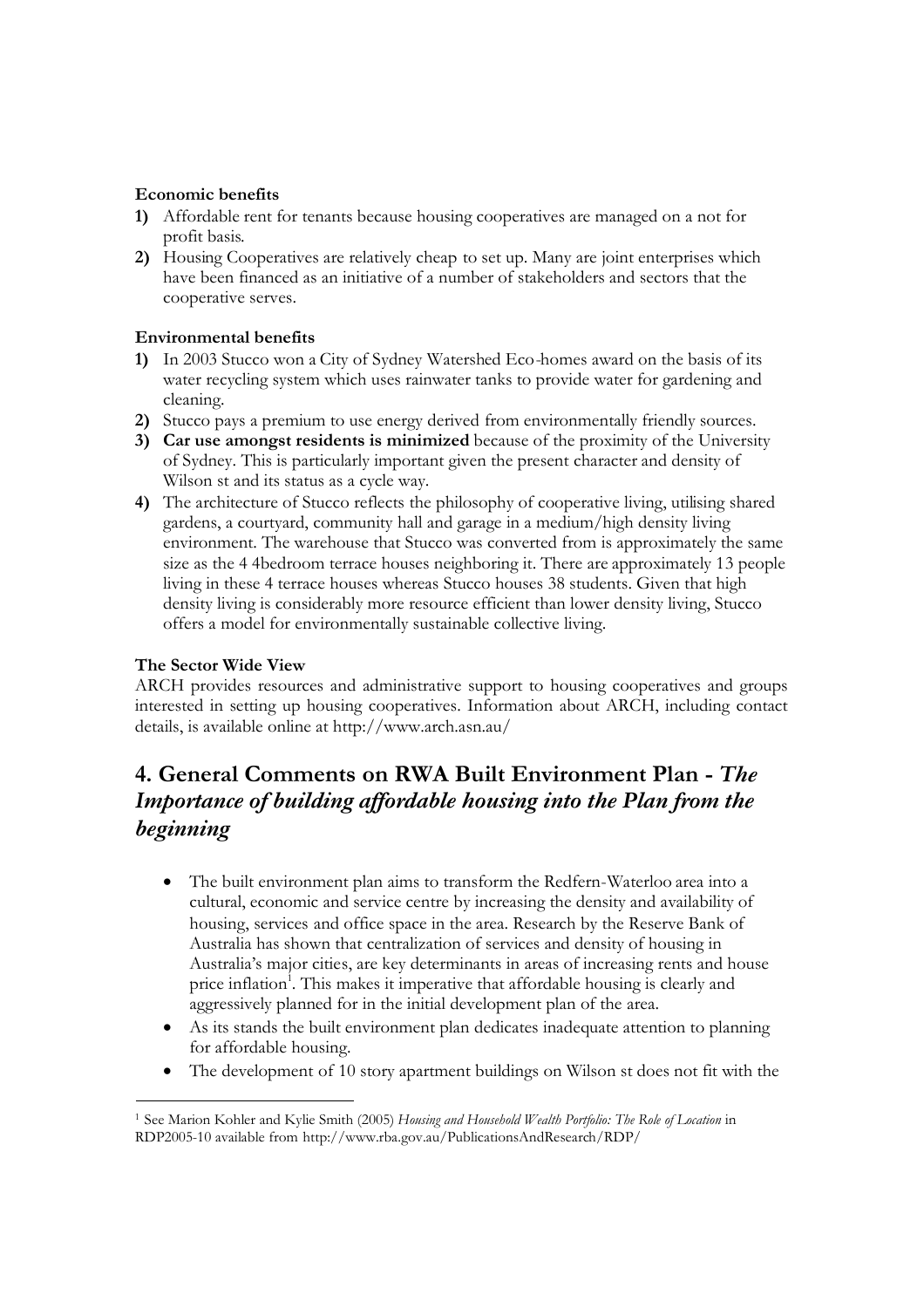**Economic benefits**

1) Affordable rent for tenants because housing cooperatives are managed on a not for profit basis.
2) Housing Cooperatives are relatively cheap to set up. Many are joint enterprises which have been financed as an initiative of a number of stakeholders and sectors that the cooperative serves.

**Environmental benefits**

1) In 2003 Stucco won a City of Sydney Watershed Eco-homes award on the basis of its water recycling system which uses rainwater tanks to provide water for gardening and cleaning.
2) Stucco pays a premium to use energy derived from environmentally friendly sources.
3) **Car use amongst residents is minimized** because of the proximity of the University of Sydney. This is particularly important given the present character and density of Wilson st and its status as a cycle way.
4) The architecture of Stucco reflects the philosophy of cooperative living, utilising shared gardens, a courtyard, community hall and garage in a medium/high density living environment. The warehouse that Stucco was converted from is approximately the same size as the 4 4bedroom terrace houses neighboring it. There are approximately 13 people living in these 4 terrace houses whereas Stucco houses 38 students. Given that high density living is considerably more resource efficient than lower density living, Stucco offers a model for environmentally sustainable collective living.

**The Sector Wide View**

ARCH provides resources and administrative support to housing cooperatives and groups interested in setting up housing cooperatives. Information about ARCH, including contact details, is available online at http://www.arch.asn.au/

## 4. General Comments on RWA Built Environment Plan - *The Importance of building affordable housing into the Plan from the beginning*

- The built environment plan aims to transform the Redfern-Waterloo area into a cultural, economic and service centre by increasing the density and availability of housing, services and office space in the area. Research by the Reserve Bank of Australia has shown that centralization of services and density of housing in Australia's major cities, are key determinants in areas of increasing rents and house price inflation[1]. This makes it imperative that affordable housing is clearly and aggressively planned for in the initial development plan of the area.
- As its stands the built environment plan dedicates inadequate attention to planning for affordable housing.
- The development of 10 story apartment buildings on Wilson st does not fit with the

[1] See Marion Kohler and Kylie Smith (2005) *Housing and Household Wealth Portfolio: The Role of Location* in RDP2005-10 available from http://www.rba.gov.au/PublicationsAndResearch/RDP/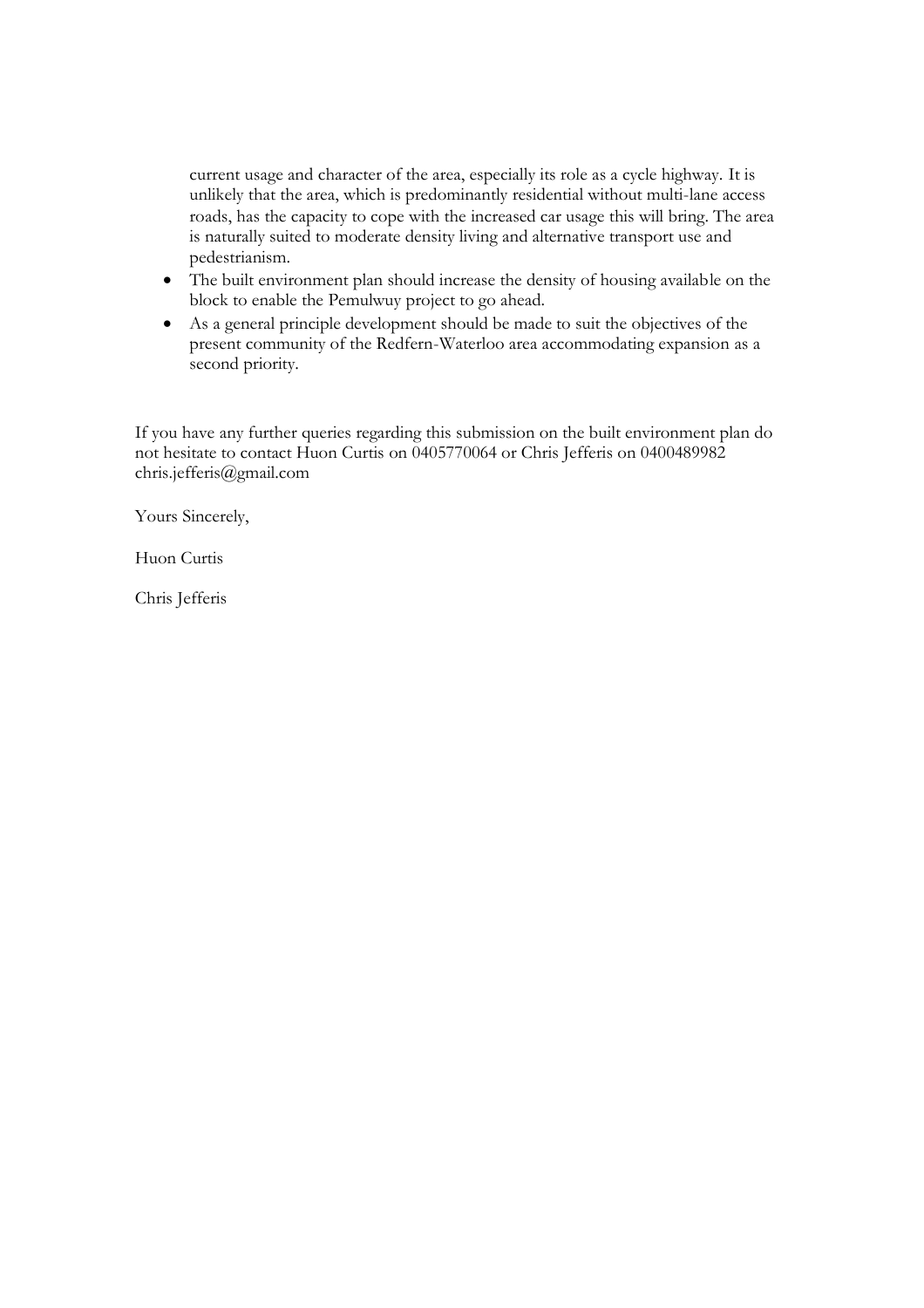current usage and character of the area, especially its role as a cycle highway. It is unlikely that the area, which is predominantly residential without multi-lane access roads, has the capacity to cope with the increased car usage this will bring. The area is naturally suited to moderate density living and alternative transport use and pedestrianism.

- The built environment plan should increase the density of housing available on the block to enable the Pemulwuy project to go ahead.
- As a general principle development should be made to suit the objectives of the present community of the Redfern-Waterloo area accommodating expansion as a second priority.

If you have any further queries regarding this submission on the built environment plan do not hesitate to contact Huon Curtis on 0405770064 or Chris Jefferis on 0400489982 chris.jefferis@gmail.com

Yours Sincerely,

Huon Curtis

Chris Jefferis